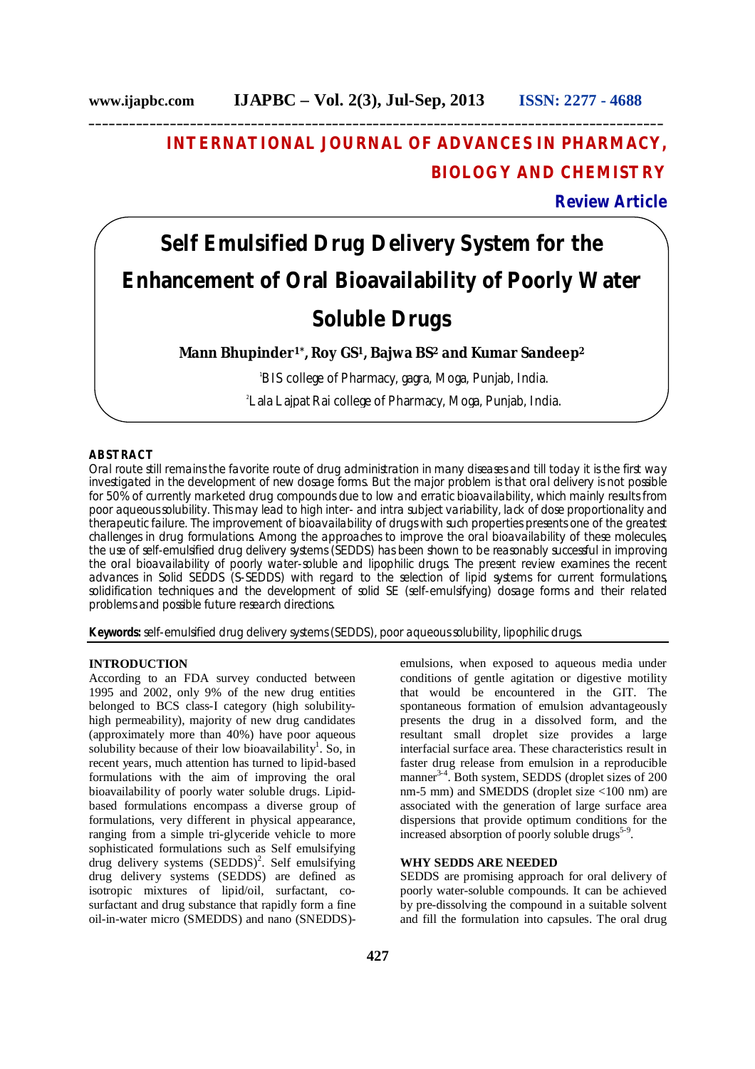# INTERNATIONAL JOURNAL OF ADVANCES IN PHARMACY, BIOLOGY AND CHEMISTRY

**Review Article**

# Self Emulsified Drug Delivery System for the Enhancement of Oral Bioavailability of Poorly Water Soluble Drugs

**Mann Bhupinder[1]*, Roy GS[1], Bajwa BS[2] and Kumar Sandeep[2]**

[1]BIS college of Pharmacy, gagra, Moga, Punjab, India.

[2]Lala Lajpat Rai college of Pharmacy, Moga, Punjab, India.

## ABSTRACT

Oral route still remains the favorite route of drug administration in many diseases and till today it is the first way investigated in the development of new dosage forms. But the major problem is that oral delivery is not possible for 50% of currently marketed drug compounds due to low and erratic bioavailability, which mainly results from poor aqueous solubility. This may lead to high inter- and intra subject variability, lack of dose proportionality and therapeutic failure. The improvement of bioavailability of drugs with such properties presents one of the greatest challenges in drug formulations. Among the approaches to improve the oral bioavailability of these molecules, the use of self-emulsified drug delivery systems (SEDDS) has been shown to be reasonably successful in improving the oral bioavailability of poorly water-soluble and lipophilic drugs. The present review examines the recent advances in Solid SEDDS (S-SEDDS) with regard to the selection of lipid systems for current formulations, solidification techniques and the development of solid SE (self-emulsifying) dosage forms and their related problems and possible future research directions.

**Keywords:** self-emulsified drug delivery systems (SEDDS), poor aqueous solubility, lipophilic drugs.

## INTRODUCTION

According to an FDA survey conducted between 1995 and 2002, only 9% of the new drug entities belonged to BCS class-I category (high solubility-high permeability), majority of new drug candidates (approximately more than 40%) have poor aqueous solubility because of their low bioavailability[1]. So, in recent years, much attention has turned to lipid-based formulations with the aim of improving the oral bioavailability of poorly water soluble drugs. Lipid-based formulations encompass a diverse group of formulations, very different in physical appearance, ranging from a simple tri-glyceride vehicle to more sophisticated formulations such as Self emulsifying drug delivery systems (SEDDS)[2]. Self emulsifying drug delivery systems (SEDDS) are defined as isotropic mixtures of lipid/oil, surfactant, co-surfactant and drug substance that rapidly form a fine oil-in-water micro (SMEDDS) and nano (SNEDDS)-emulsions, when exposed to aqueous media under conditions of gentle agitation or digestive motility that would be encountered in the GIT. The spontaneous formation of emulsion advantageously presents the drug in a dissolved form, and the resultant small droplet size provides a large interfacial surface area. These characteristics result in faster drug release from emulsion in a reproducible manner[3-4]. Both system, SEDDS (droplet sizes of 200 nm-5 mm) and SMEDDS (droplet size <100 nm) are associated with the generation of large surface area dispersions that provide optimum conditions for the increased absorption of poorly soluble drugs[5-9].

## WHY SEDDS ARE NEEDED

SEDDS are promising approach for oral delivery of poorly water-soluble compounds. It can be achieved by pre-dissolving the compound in a suitable solvent and fill the formulation into capsules. The oral drug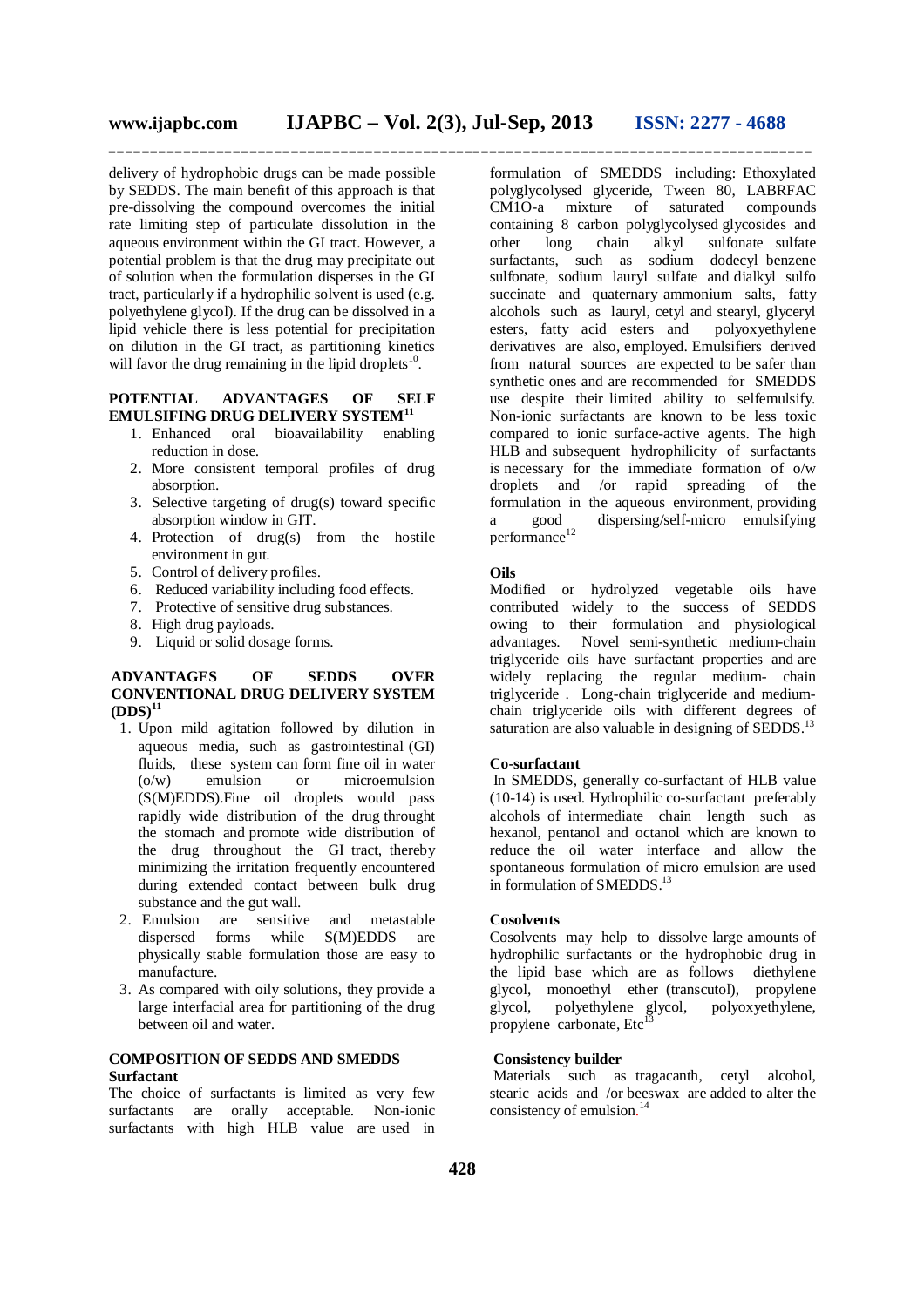delivery of hydrophobic drugs can be made possible by SEDDS. The main benefit of this approach is that pre-dissolving the compound overcomes the initial rate limiting step of particulate dissolution in the aqueous environment within the GI tract. However, a potential problem is that the drug may precipitate out of solution when the formulation disperses in the GI tract, particularly if a hydrophilic solvent is used (e.g. polyethylene glycol). If the drug can be dissolved in a lipid vehicle there is less potential for precipitation on dilution in the GI tract, as partitioning kinetics will favor the drug remaining in the lipid droplets[10].

## POTENTIAL ADVANTAGES OF SELF EMULSIFING DRUG DELIVERY SYSTEM[11]

1. Enhanced oral bioavailability enabling reduction in dose.
2. More consistent temporal profiles of drug absorption.
3. Selective targeting of drug(s) toward specific absorption window in GIT.
4. Protection of drug(s) from the hostile environment in gut.
5. Control of delivery profiles.
6. Reduced variability including food effects.
7. Protective of sensitive drug substances.
8. High drug payloads.
9. Liquid or solid dosage forms.

## ADVANTAGES OF SEDDS OVER CONVENTIONAL DRUG DELIVERY SYSTEM (DDS)[11]

1. Upon mild agitation followed by dilution in aqueous media, such as gastrointestinal (GI) fluids, these system can form fine oil in water (o/w) emulsion or microemulsion (S(M)EDDS).Fine oil droplets would pass rapidly wide distribution of the drug throught the stomach and promote wide distribution of the drug throughout the GI tract, thereby minimizing the irritation frequently encountered during extended contact between bulk drug substance and the gut wall.
2. Emulsion are sensitive and metastable dispersed forms while S(M)EDDS are physically stable formulation those are easy to manufacture.
3. As compared with oily solutions, they provide a large interfacial area for partitioning of the drug between oil and water.

## COMPOSITION OF SEDDS AND SMEDDS

### Surfactant

The choice of surfactants is limited as very few surfactants are orally acceptable. Non-ionic surfactants with high HLB value are used in formulation of SMEDDS including: Ethoxylated polyglycolysed glyceride, Tween 80, LABRFAC CM1O-a mixture of saturated compounds containing 8 carbon polyglycolysed glycosides and other long chain alkyl sulfonate sulfate surfactants, such as sodium dodecyl benzene sulfonate, sodium lauryl sulfate and dialkyl sulfo succinate and quaternary ammonium salts, fatty alcohols such as lauryl, cetyl and stearyl, glyceryl esters, fatty acid esters and polyoxyethylene derivatives are also, employed. Emulsifiers derived from natural sources are expected to be safer than synthetic ones and are recommended for SMEDDS use despite their limited ability to selfemulsify. Non-ionic surfactants are known to be less toxic compared to ionic surface-active agents. The high HLB and subsequent hydrophilicity of surfactants is necessary for the immediate formation of o/w droplets and /or rapid spreading of the formulation in the aqueous environment, providing a good dispersing/self-micro emulsifying performance[12]

### Oils

Modified or hydrolyzed vegetable oils have contributed widely to the success of SEDDS owing to their formulation and physiological advantages. Novel semi-synthetic medium-chain triglyceride oils have surfactant properties and are widely replacing the regular medium- chain triglyceride . Long-chain triglyceride and medium-chain triglyceride oils with different degrees of saturation are also valuable in designing of SEDDS.[13]

### Co-surfactant

In SMEDDS, generally co-surfactant of HLB value (10-14) is used. Hydrophilic co-surfactant preferably alcohols of intermediate chain length such as hexanol, pentanol and octanol which are known to reduce the oil water interface and allow the spontaneous formulation of micro emulsion are used in formulation of SMEDDS.[13]

### Cosolvents

Cosolvents may help to dissolve large amounts of hydrophilic surfactants or the hydrophobic drug in the lipid base which are as follows diethylene glycol, monoethyl ether (transcutol), propylene glycol, polyethylene glycol, polyoxyethylene, propylene carbonate, Etc[13]

### Consistency builder

Materials such as tragacanth, cetyl alcohol, stearic acids and /or beeswax are added to alter the consistency of emulsion.[14]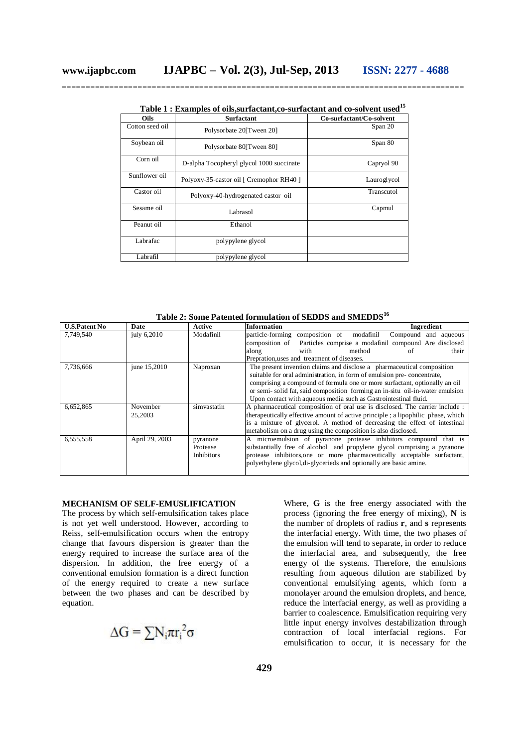**Table 1 : Examples of oils,surfactant,co-surfactant and co-solvent used[15]**

| Oils | Surfactant | Co-surfactant/Co-solvent |
|---|---|---|
| Cotton seed oil | Polysorbate 20[Tween 20] | Span 20 |
| Soybean oil | Polysorbate 80[Tween 80] | Span 80 |
| Corn oil | D-alpha Tocopheryl glycol 1000 succinate | Capryol 90 |
| Sunflower oil | Polyoxy-35-castor oil [ Cremophor RH40 ] | Lauroglycol |
| Castor oil | Polyoxy-40-hydrogenated castor oil | Transcutol |
| Sesame oil | Labrasol | Capmul |
| Peanut oil | Ethanol | |
| Labrafac | polypylene glycol | |
| Labrafil | polypylene glycol | |

**Table 2: Some Patented formulation of SEDDS and SMEDDS[16]**

| U.S.Patent No | Date | Active | Information Ingredient |
|---|---|---|---|
| 7,749,540 | july 6,2010 | Modafinil | particle-forming composition of modafinil Compound and aqueous composition of Particles comprise a modafinil compound Are disclosed along with method of their Prepration,uses and treatment of diseases. |
| 7,736,666 | june 15,2010 | Naproxan | The present invention claims and disclose a pharmaceutical composition suitable for oral administration, in form of emulsion pre- concentrate, comprising a compound of formula one or more surfactant, optionally an oil or semi- solid fat, said composition forming an in-situ oil-in-water emulsion Upon contact with aqueous media such as Gastrointestinal fluid. |
| 6,652,865 | November 25,2003 | simvastatin | A pharmaceutical composition of oral use is disclosed. The carrier include : therapeutically effective amount of active principle ; a lipophilic phase, which is a mixture of glycerol. A method of decreasing the effect of intestinal metabolism on a drug using the composition is also disclosed. |
| 6,555,558 | April 29, 2003 | pyranone Protease Inhibitors | A microemulsion of pyranone protease inhibitors compound that is substantially free of alcohol and propylene glycol comprising a pyranone protease inhibitors,one or more pharmaceutically acceptable surfactant, polyethylene glycol,di-glycerieds and optionally are basic amine. |

## MECHANISM OF SELF-EMUSLIFICATION

The process by which self-emulsification takes place is not yet well understood. However, according to Reiss, self-emulsification occurs when the entropy change that favours dispersion is greater than the energy required to increase the surface area of the dispersion. In addition, the free energy of a conventional emulsion formation is a direct function of the energy required to create a new surface between the two phases and can be described by equation.

$$\Delta G = \sum N_i \pi r_i^2 \sigma$$

Where, **G** is the free energy associated with the process (ignoring the free energy of mixing), **N** is the number of droplets of radius **r**, and **s** represents the interfacial energy. With time, the two phases of the emulsion will tend to separate, in order to reduce the interfacial area, and subsequently, the free energy of the systems. Therefore, the emulsions resulting from aqueous dilution are stabilized by conventional emulsifying agents, which form a monolayer around the emulsion droplets, and hence, reduce the interfacial energy, as well as providing a barrier to coalescence. Emulsification requiring very little input energy involves destabilization through contraction of local interfacial regions. For emulsification to occur, it is necessary for the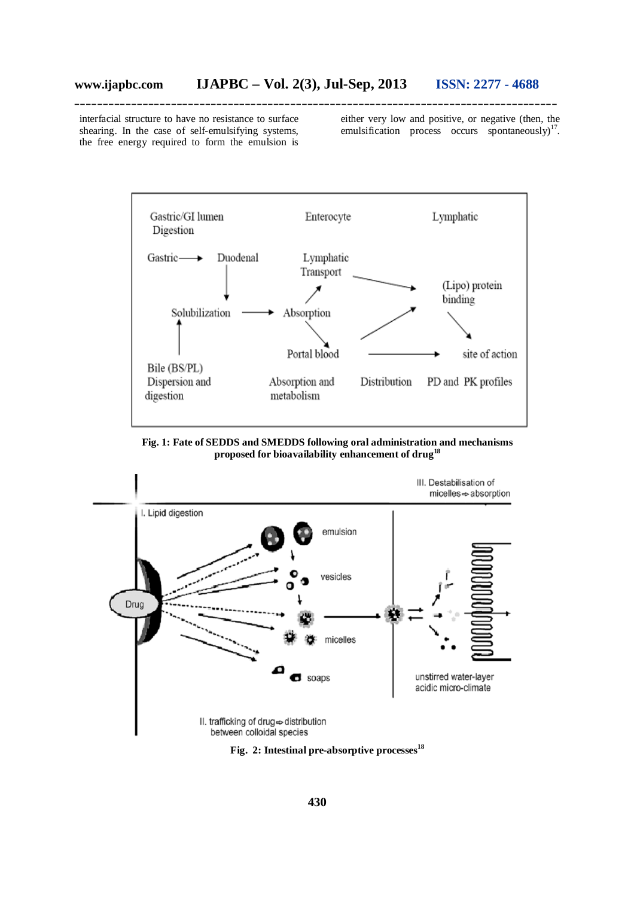interfacial structure to have no resistance to surface shearing. In the case of self-emulsifying systems, the free energy required to form the emulsion is either very low and positive, or negative (then, the emulsification process occurs spontaneously)[17].

**Fig. 1: Fate of SEDDS and SMEDDS following oral administration and mechanisms proposed for bioavailability enhancement of drug[18]**

**Fig. 2: Intestinal pre-absorptive processes[18]**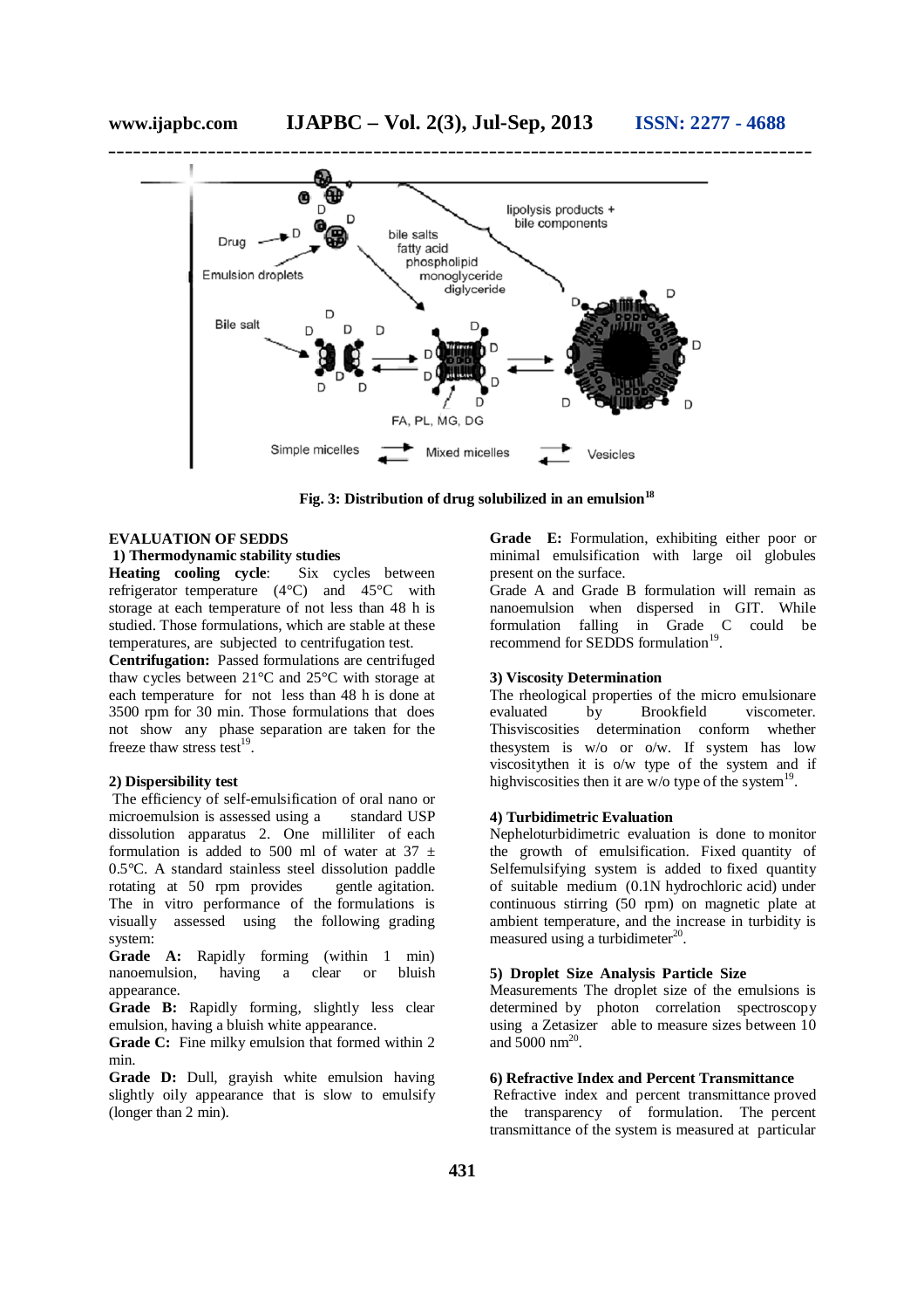Fig. 3: Distribution of drug solubilized in an emulsion[18]

## EVALUATION OF SEDDS

### 1) Thermodynamic stability studies

**Heating cooling cycle**: Six cycles between refrigerator temperature (4°C) and 45°C with storage at each temperature of not less than 48 h is studied. Those formulations, which are stable at these temperatures, are subjected to centrifugation test.

**Centrifugation:** Passed formulations are centrifuged thaw cycles between 21°C and 25°C with storage at each temperature for not less than 48 h is done at 3500 rpm for 30 min. Those formulations that does not show any phase separation are taken for the freeze thaw stress test[19].

### 2) Dispersibility test

The efficiency of self-emulsification of oral nano or microemulsion is assessed using a standard USP dissolution apparatus 2. One milliliter of each formulation is added to 500 ml of water at 37 ± 0.5°C. A standard stainless steel dissolution paddle rotating at 50 rpm provides gentle agitation. The in vitro performance of the formulations is visually assessed using the following grading system:

**Grade A:** Rapidly forming (within 1 min) nanoemulsion, having a clear or bluish appearance.

**Grade B:** Rapidly forming, slightly less clear emulsion, having a bluish white appearance.

**Grade C:** Fine milky emulsion that formed within 2 min.

**Grade D:** Dull, grayish white emulsion having slightly oily appearance that is slow to emulsify (longer than 2 min).

**Grade E:** Formulation, exhibiting either poor or minimal emulsification with large oil globules present on the surface.

Grade A and Grade B formulation will remain as nanoemulsion when dispersed in GIT. While formulation falling in Grade C could be recommend for SEDDS formulation[19].

### 3) Viscosity Determination

The rheological properties of the micro emulsionare evaluated by Brookfield viscometer. Thisviscosities determination conform whether thesystem is w/o or o/w. If system has low viscositythen it is o/w type of the system and if highviscosities then it are w/o type of the system[19].

### 4) Turbidimetric Evaluation

Nepheloturbidimetric evaluation is done to monitor the growth of emulsification. Fixed quantity of Selfemulsifying system is added to fixed quantity of suitable medium (0.1N hydrochloric acid) under continuous stirring (50 rpm) on magnetic plate at ambient temperature, and the increase in turbidity is measured using a turbidimeter[20].

### 5) Droplet Size Analysis Particle Size

Measurements The droplet size of the emulsions is determined by photon correlation spectroscopy using a Zetasizer able to measure sizes between 10 and 5000 nm[20].

### 6) Refractive Index and Percent Transmittance

Refractive index and percent transmittance proved the transparency of formulation. The percent transmittance of the system is measured at particular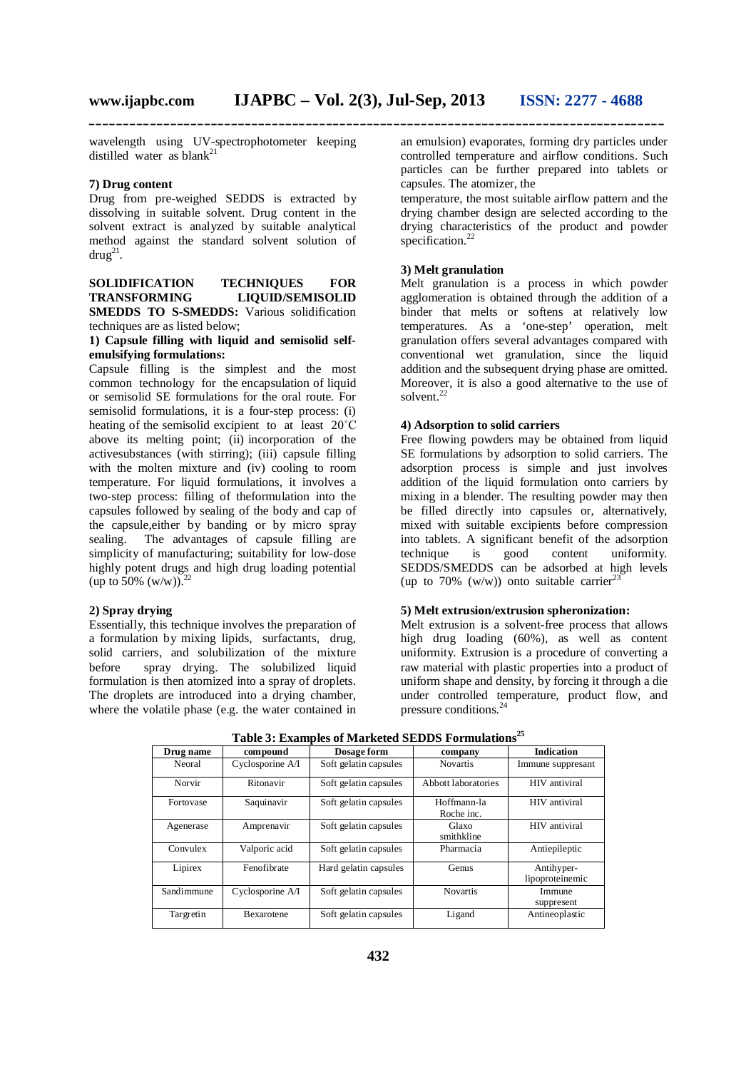wavelength using UV-spectrophotometer keeping distilled water as blank[21]

**7) Drug content**

Drug from pre-weighed SEDDS is extracted by dissolving in suitable solvent. Drug content in the solvent extract is analyzed by suitable analytical method against the standard solvent solution of drug[21].

**SOLIDIFICATION TECHNIQUES FOR TRANSFORMING LIQUID/SEMISOLID SMEDDS TO S-SMEDDS:** Various solidification techniques are as listed below;

**1) Capsule filling with liquid and semisolid self-emulsifying formulations:**

Capsule filling is the simplest and the most common technology for the encapsulation of liquid or semisolid SE formulations for the oral route. For semisolid formulations, it is a four-step process: (i) heating of the semisolid excipient to at least 20˚C above its melting point; (ii) incorporation of the activesubstances (with stirring); (iii) capsule filling with the molten mixture and (iv) cooling to room temperature. For liquid formulations, it involves a two-step process: filling of theformulation into the capsules followed by sealing of the body and cap of the capsule,either by banding or by micro spray sealing. The advantages of capsule filling are simplicity of manufacturing; suitability for low-dose highly potent drugs and high drug loading potential (up to 50% (w/w)).[22]

**2) Spray drying**

Essentially, this technique involves the preparation of a formulation by mixing lipids, surfactants, drug, solid carriers, and solubilization of the mixture before spray drying. The solubilized liquid formulation is then atomized into a spray of droplets. The droplets are introduced into a drying chamber, where the volatile phase (e.g. the water contained in an emulsion) evaporates, forming dry particles under controlled temperature and airflow conditions. Such particles can be further prepared into tablets or capsules. The atomizer, the

temperature, the most suitable airflow pattern and the drying chamber design are selected according to the drying characteristics of the product and powder specification.[22]

**3) Melt granulation**

Melt granulation is a process in which powder agglomeration is obtained through the addition of a binder that melts or softens at relatively low temperatures. As a 'one-step' operation, melt granulation offers several advantages compared with conventional wet granulation, since the liquid addition and the subsequent drying phase are omitted. Moreover, it is also a good alternative to the use of solvent.[22]

**4) Adsorption to solid carriers**

Free flowing powders may be obtained from liquid SE formulations by adsorption to solid carriers. The adsorption process is simple and just involves addition of the liquid formulation onto carriers by mixing in a blender. The resulting powder may then be filled directly into capsules or, alternatively, mixed with suitable excipients before compression into tablets. A significant benefit of the adsorption technique is good content uniformity. SEDDS/SMEDDS can be adsorbed at high levels (up to 70% (w/w)) onto suitable carrier[23]

**5) Melt extrusion/extrusion spheronization:**

Melt extrusion is a solvent-free process that allows high drug loading (60%), as well as content uniformity. Extrusion is a procedure of converting a raw material with plastic properties into a product of uniform shape and density, by forcing it through a die under controlled temperature, product flow, and pressure conditions.[24]

**Table 3: Examples of Marketed SEDDS Formulations[25]**

| Drug name | compound | Dosage form | company | Indication |
|---|---|---|---|---|
| Neoral | Cyclosporine A/I | Soft gelatin capsules | Novartis | Immune suppresant |
| Norvir | Ritonavir | Soft gelatin capsules | Abbott laboratories | HIV antiviral |
| Fortovase | Saquinavir | Soft gelatin capsules | Hoffmann-la Roche inc. | HIV antiviral |
| Agenerase | Amprenavir | Soft gelatin capsules | Glaxo smithkline | HIV antiviral |
| Convulex | Valporic acid | Soft gelatin capsules | Pharmacia | Antiepileptic |
| Lipirex | Fenofibrate | Hard gelatin capsules | Genus | Antihyper-lipoproteinemic |
| Sandimmune | Cyclosporine A/I | Soft gelatin capsules | Novartis | Immune suppresent |
| Targretin | Bexarotene | Soft gelatin capsules | Ligand | Antineoplastic |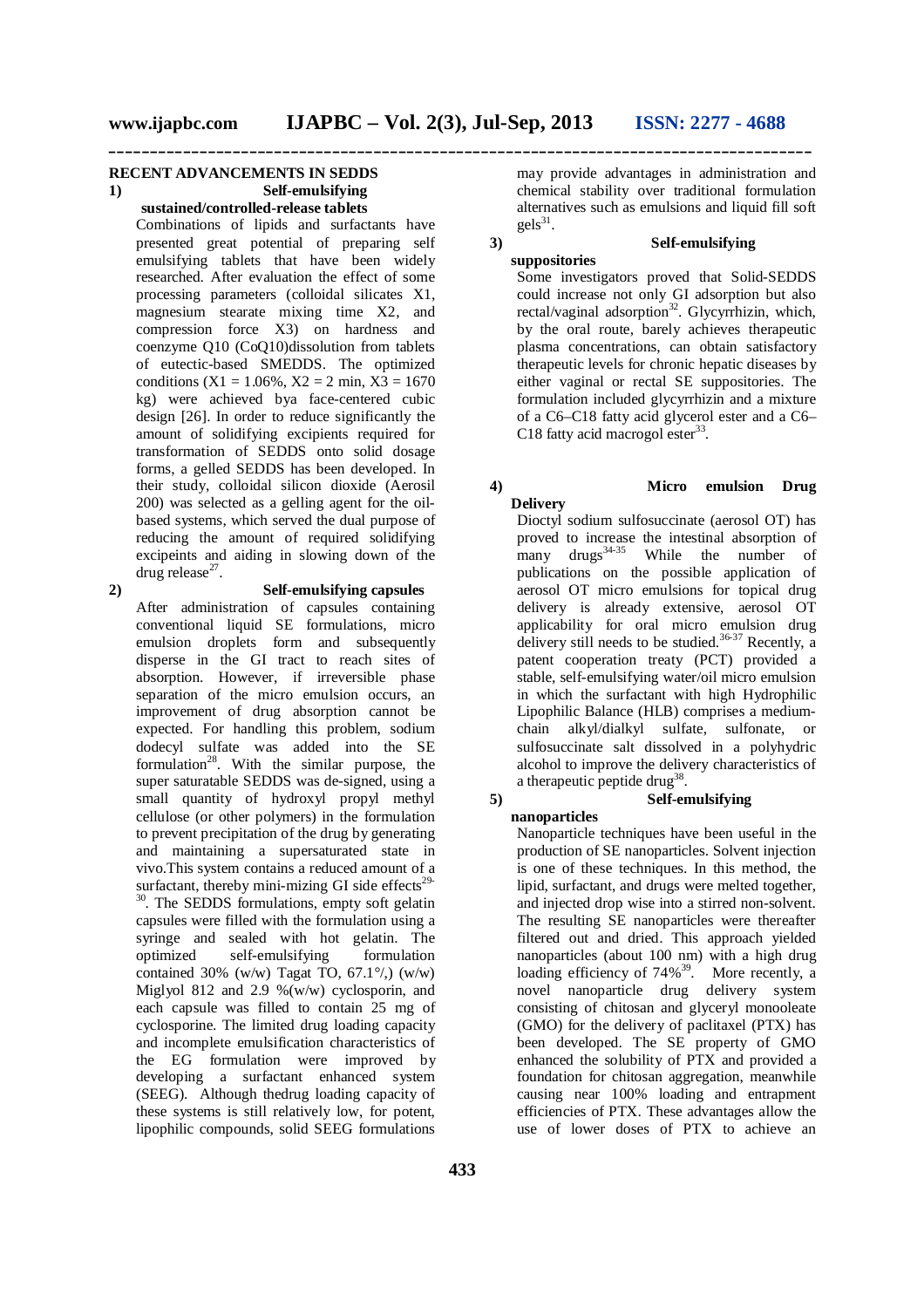## RECENT ADVANCEMENTS IN SEDDS

### 1) Self-emulsifying sustained/controlled-release tablets

Combinations of lipids and surfactants have presented great potential of preparing self emulsifying tablets that have been widely researched. After evaluation the effect of some processing parameters (colloidal silicates X1, magnesium stearate mixing time X2, and compression force X3) on hardness and coenzyme Q10 (CoQ10)dissolution from tablets of eutectic-based SMEDDS. The optimized conditions (X1 = 1.06%, X2 = 2 min, X3 = 1670 kg) were achieved bya face-centered cubic design [26]. In order to reduce significantly the amount of solidifying excipients required for transformation of SEDDS onto solid dosage forms, a gelled SEDDS has been developed. In their study, colloidal silicon dioxide (Aerosil 200) was selected as a gelling agent for the oil-based systems, which served the dual purpose of reducing the amount of required solidifying excipeints and aiding in slowing down of the drug release[27].

### 2) Self-emulsifying capsules

After administration of capsules containing conventional liquid SE formulations, micro emulsion droplets form and subsequently disperse in the GI tract to reach sites of absorption. However, if irreversible phase separation of the micro emulsion occurs, an improvement of drug absorption cannot be expected. For handling this problem, sodium dodecyl sulfate was added into the SE formulation[28]. With the similar purpose, the super saturatable SEDDS was de-signed, using a small quantity of hydroxyl propyl methyl cellulose (or other polymers) in the formulation to prevent precipitation of the drug by generating and maintaining a supersaturated state in vivo.This system contains a reduced amount of a surfactant, thereby mini-mizing GI side effects[29-30]. The SEDDS formulations, empty soft gelatin capsules were filled with the formulation using a syringe and sealed with hot gelatin. The optimized self-emulsifying formulation contained 30% (w/w) Tagat TO, 67.1°/,) (w/w) Miglyol 812 and 2.9 %(w/w) cyclosporin, and each capsule was filled to contain 25 mg of cyclosporine. The limited drug loading capacity and incomplete emulsification characteristics of the EG formulation were improved by developing a surfactant enhanced system (SEEG). Although thedrug loading capacity of these systems is still relatively low, for potent, lipophilic compounds, solid SEEG formulations may provide advantages in administration and chemical stability over traditional formulation alternatives such as emulsions and liquid fill soft gels[31].

### 3) Self-emulsifying suppositories

Some investigators proved that Solid-SEDDS could increase not only GI adsorption but also rectal/vaginal adsorption[32]. Glycyrrhizin, which, by the oral route, barely achieves therapeutic plasma concentrations, can obtain satisfactory therapeutic levels for chronic hepatic diseases by either vaginal or rectal SE suppositories. The formulation included glycyrrhizin and a mixture of a C6–C18 fatty acid glycerol ester and a C6–C18 fatty acid macrogol ester[33].

### 4) Micro emulsion Drug Delivery

Dioctyl sodium sulfosuccinate (aerosol OT) has proved to increase the intestinal absorption of many drugs[34-35] While the number of publications on the possible application of aerosol OT micro emulsions for topical drug delivery is already extensive, aerosol OT applicability for oral micro emulsion drug delivery still needs to be studied.[36-37] Recently, a patent cooperation treaty (PCT) provided a stable, self-emulsifying water/oil micro emulsion in which the surfactant with high Hydrophilic Lipophilic Balance (HLB) comprises a medium-chain alkyl/dialkyl sulfate, sulfonate, or sulfosuccinate salt dissolved in a polyhydric alcohol to improve the delivery characteristics of a therapeutic peptide drug[38].

### 5) Self-emulsifying nanoparticles

Nanoparticle techniques have been useful in the production of SE nanoparticles. Solvent injection is one of these techniques. In this method, the lipid, surfactant, and drugs were melted together, and injected drop wise into a stirred non-solvent. The resulting SE nanoparticles were thereafter filtered out and dried. This approach yielded nanoparticles (about 100 nm) with a high drug loading efficiency of 74%[39]. More recently, a novel nanoparticle drug delivery system consisting of chitosan and glyceryl monooleate (GMO) for the delivery of paclitaxel (PTX) has been developed. The SE property of GMO enhanced the solubility of PTX and provided a foundation for chitosan aggregation, meanwhile causing near 100% loading and entrapment efficiencies of PTX. These advantages allow the use of lower doses of PTX to achieve an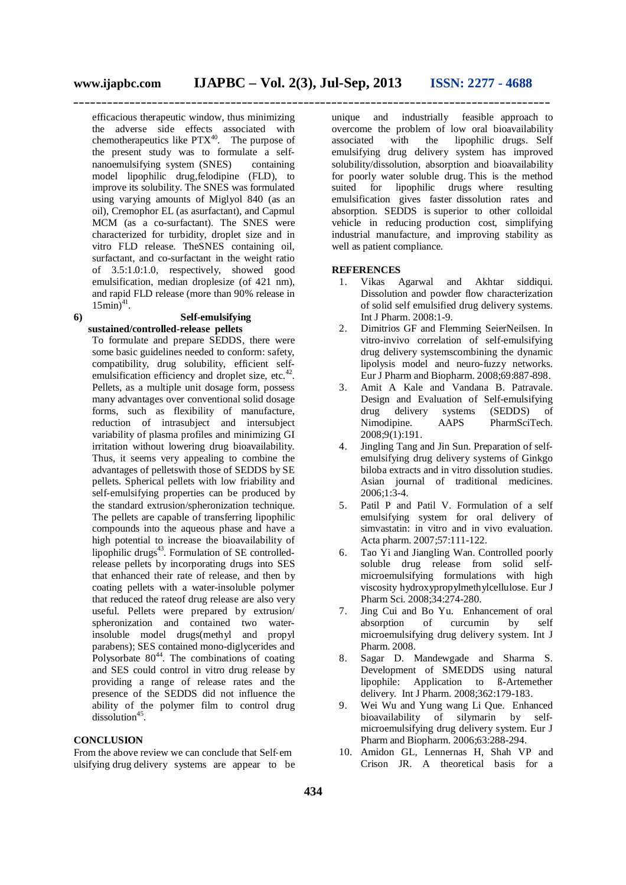efficacious therapeutic window, thus minimizing the adverse side effects associated with chemotherapeutics like PTX[40]. The purpose of the present study was to formulate a self-nanoemulsifying system (SNES) containing model lipophilic drug,felodipine (FLD), to improve its solubility. The SNES was formulated using varying amounts of Miglyol 840 (as an oil), Cremophor EL (as asurfactant), and Capmul MCM (as a co-surfactant). The SNES were characterized for turbidity, droplet size and in vitro FLD release. TheSNES containing oil, surfactant, and co-surfactant in the weight ratio of 3.5:1.0:1.0, respectively, showed good emulsification, median droplesize (of 421 nm), and rapid FLD release (more than 90% release in 15min)[41].

**6) Self-emulsifying sustained/controlled-release pellets**

To formulate and prepare SEDDS, there were some basic guidelines needed to conform: safety, compatibility, drug solubility, efficient self-emulsification efficiency and droplet size, etc.[42]. Pellets, as a multiple unit dosage form, possess many advantages over conventional solid dosage forms, such as flexibility of manufacture, reduction of intrasubject and intersubject variability of plasma profiles and minimizing GI irritation without lowering drug bioavailability. Thus, it seems very appealing to combine the advantages of pelletswith those of SEDDS by SE pellets. Spherical pellets with low friability and self-emulsifying properties can be produced by the standard extrusion/spheronization technique. The pellets are capable of transferring lipophilic compounds into the aqueous phase and have a high potential to increase the bioavailability of lipophilic drugs[43]. Formulation of SE controlled-release pellets by incorporating drugs into SES that enhanced their rate of release, and then by coating pellets with a water-insoluble polymer that reduced the rateof drug release are also very useful. Pellets were prepared by extrusion/ spheronization and contained two water-insoluble model drugs(methyl and propyl parabens); SES contained mono-diglycerides and Polysorbate 80[44]. The combinations of coating and SES could control in vitro drug release by providing a range of release rates and the presence of the SEDDS did not influence the ability of the polymer film to control drug dissolution[45].

## CONCLUSION

From the above review we can conclude that Self-emulsifying drug delivery systems are appear to be unique and industrially feasible approach to overcome the problem of low oral bioavailability associated with the lipophilic drugs. Self emulsifying drug delivery system has improved solubility/dissolution, absorption and bioavailability for poorly water soluble drug. This is the method suited for lipophilic drugs where resulting emulsification gives faster dissolution rates and absorption. SEDDS is superior to other colloidal vehicle in reducing production cost, simplifying industrial manufacture, and improving stability as well as patient compliance.

## REFERENCES

1. Vikas Agarwal and Akhtar siddiqui. Dissolution and powder flow characterization of solid self emulsified drug delivery systems. Int J Pharm. 2008:1-9.
2. Dimitrios GF and Flemming SeierNeilsen. In vitro-invivo correlation of self-emulsifying drug delivery systemscombining the dynamic lipolysis model and neuro-fuzzy networks. Eur J Pharm and Biopharm. 2008;69:887-898.
3. Amit A Kale and Vandana B. Patravale. Design and Evaluation of Self-emulsifying drug delivery systems (SEDDS) of Nimodipine. AAPS PharmSciTech. 2008;9(1):191.
4. Jingling Tang and Jin Sun. Preparation of self-emulsifying drug delivery systems of Ginkgo biloba extracts and in vitro dissolution studies. Asian journal of traditional medicines. 2006;1:3-4.
5. Patil P and Patil V. Formulation of a self emulsifying system for oral delivery of simvastatin: in vitro and in vivo evaluation. Acta pharm. 2007;57:111-122.
6. Tao Yi and Jiangling Wan. Controlled poorly soluble drug release from solid self-microemulsifying formulations with high viscosity hydroxypropylmethylcellulose. Eur J Pharm Sci. 2008;34:274-280.
7. Jing Cui and Bo Yu. Enhancement of oral absorption of curcumin by self microemulsifying drug delivery system. Int J Pharm. 2008.
8. Sagar D. Mandewgade and Sharma S. Development of SMEDDS using natural lipophile: Application to ß-Artemether delivery. Int J Pharm. 2008;362:179-183.
9. Wei Wu and Yung wang Li Que. Enhanced bioavailability of silymarin by self-microemulsifying drug delivery system. Eur J Pharm and Biopharm. 2006;63:288-294.
10. Amidon GL, Lennernas H, Shah VP and Crison JR. A theoretical basis for a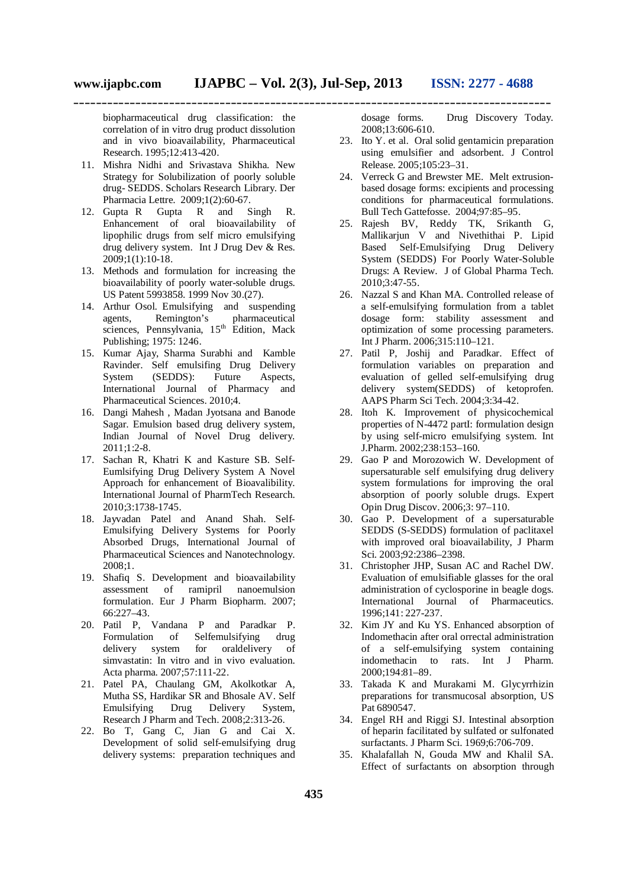biopharmaceutical drug classification: the correlation of in vitro drug product dissolution and in vivo bioavailability, Pharmaceutical Research. 1995;12:413-420.

11. Mishra Nidhi and Srivastava Shikha. New Strategy for Solubilization of poorly soluble drug- SEDDS. Scholars Research Library. Der Pharmacia Lettre. 2009;1(2):60-67.
12. Gupta R Gupta R and Singh R. Enhancement of oral bioavailability of lipophilic drugs from self micro emulsifying drug delivery system. Int J Drug Dev & Res. 2009;1(1):10-18.
13. Methods and formulation for increasing the bioavailability of poorly water-soluble drugs. US Patent 5993858. 1999 Nov 30.(27).
14. Arthur Osol. Emulsifying and suspending agents, Remington's pharmaceutical sciences, Pennsylvania, 15th Edition, Mack Publishing; 1975: 1246.
15. Kumar Ajay, Sharma Surabhi and Kamble Ravinder. Self emulsifing Drug Delivery System (SEDDS): Future Aspects, International Journal of Pharmacy and Pharmaceutical Sciences. 2010;4.
16. Dangi Mahesh , Madan Jyotsana and Banode Sagar. Emulsion based drug delivery system, Indian Journal of Novel Drug delivery. 2011;1:2-8.
17. Sachan R, Khatri K and Kasture SB. Self-Eumlsifying Drug Delivery System A Novel Approach for enhancement of Bioavalibility. International Journal of PharmTech Research. 2010;3:1738-1745.
18. Jayvadan Patel and Anand Shah. Self-Emulsifying Delivery Systems for Poorly Absorbed Drugs, International Journal of Pharmaceutical Sciences and Nanotechnology. 2008;1.
19. Shafiq S. Development and bioavailability assessment of ramipril nanoemulsion formulation. Eur J Pharm Biopharm. 2007; 66:227–43.
20. Patil P, Vandana P and Paradkar P. Formulation of Selfemulsifying drug delivery system for oraldelivery of simvastatin: In vitro and in vivo evaluation. Acta pharma. 2007;57:111-22.
21. Patel PA, Chaulang GM, Akolkotkar A, Mutha SS, Hardikar SR and Bhosale AV. Self Emulsifying Drug Delivery System, Research J Pharm and Tech. 2008;2:313-26.
22. Bo T, Gang C, Jian G and Cai X. Development of solid self-emulsifying drug delivery systems: preparation techniques and dosage forms. Drug Discovery Today. 2008;13:606-610.
23. Ito Y. et al. Oral solid gentamicin preparation using emulsifier and adsorbent. J Control Release. 2005;105:23–31.
24. Verreck G and Brewster ME. Melt extrusion-based dosage forms: excipients and processing conditions for pharmaceutical formulations. Bull Tech Gattefosse. 2004;97:85–95.
25. Rajesh BV, Reddy TK, Srikanth G, Mallikarjun V and Nivethithai P. Lipid Based Self-Emulsifying Drug Delivery System (SEDDS) For Poorly Water-Soluble Drugs: A Review. J of Global Pharma Tech. 2010;3:47-55.
26. Nazzal S and Khan MA. Controlled release of a self-emulsifying formulation from a tablet dosage form: stability assessment and optimization of some processing parameters. Int J Pharm. 2006;315:110–121.
27. Patil P, Joshij and Paradkar. Effect of formulation variables on preparation and evaluation of gelled self-emulsifying drug delivery system(SEDDS) of ketoprofen. AAPS Pharm Sci Tech. 2004;3:34-42.
28. Itoh K. Improvement of physicochemical properties of N-4472 partI: formulation design by using self-micro emulsifying system. Int J.Pharm. 2002;238:153–160.
29. Gao P and Morozowich W. Development of supersaturable self emulsifying drug delivery system formulations for improving the oral absorption of poorly soluble drugs. Expert Opin Drug Discov. 2006;3: 97–110.
30. Gao P. Development of a supersaturable SEDDS (S-SEDDS) formulation of paclitaxel with improved oral bioavailability, J Pharm Sci. 2003;92:2386–2398.
31. Christopher JHP, Susan AC and Rachel DW. Evaluation of emulsifiable glasses for the oral administration of cyclosporine in beagle dogs. International Journal of Pharmaceutics. 1996;141: 227-237.
32. Kim JY and Ku YS. Enhanced absorption of Indomethacin after oral orrectal administration of a self-emulsifying system containing indomethacin to rats. Int J Pharm. 2000;194:81–89.
33. Takada K and Murakami M. Glycyrrhizin preparations for transmucosal absorption, US Pat 6890547.
34. Engel RH and Riggi SJ. Intestinal absorption of heparin facilitated by sulfated or sulfonated surfactants. J Pharm Sci. 1969;6:706-709.
35. Khalafallah N, Gouda MW and Khalil SA. Effect of surfactants on absorption through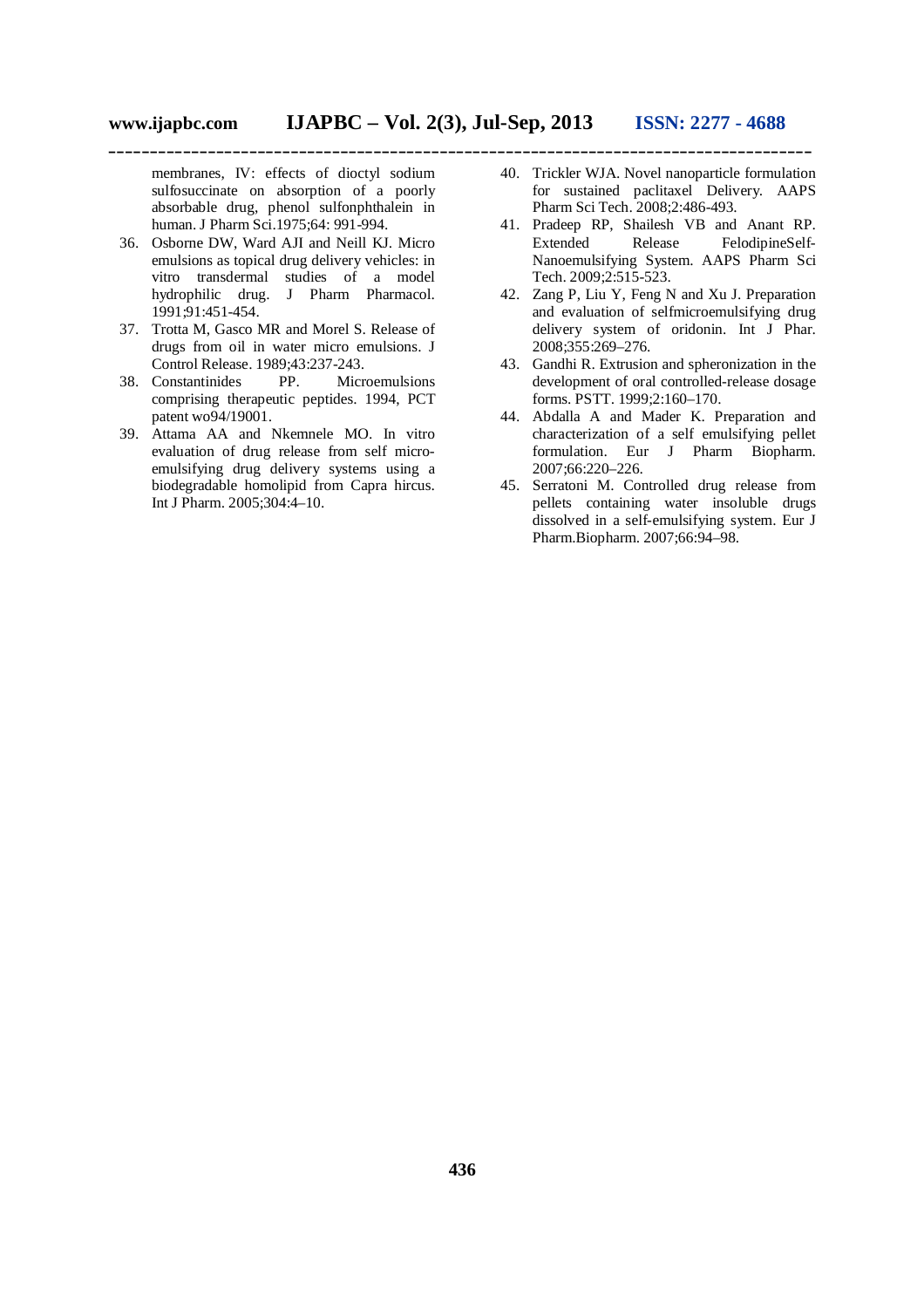membranes, IV: effects of dioctyl sodium sulfosuccinate on absorption of a poorly absorbable drug, phenol sulfonphthalein in human. J Pharm Sci.1975;64: 991-994.

36. Osborne DW, Ward AJI and Neill KJ. Micro emulsions as topical drug delivery vehicles: in vitro transdermal studies of a model hydrophilic drug. J Pharm Pharmacol. 1991;91:451-454.
37. Trotta M, Gasco MR and Morel S. Release of drugs from oil in water micro emulsions. J Control Release. 1989;43:237-243.
38. Constantinides PP. Microemulsions comprising therapeutic peptides. 1994, PCT patent wo94/19001.
39. Attama AA and Nkemnele MO. In vitro evaluation of drug release from self micro-emulsifying drug delivery systems using a biodegradable homolipid from Capra hircus. Int J Pharm. 2005;304:4–10.
40. Trickler WJA. Novel nanoparticle formulation for sustained paclitaxel Delivery. AAPS Pharm Sci Tech. 2008;2:486-493.
41. Pradeep RP, Shailesh VB and Anant RP. Extended Release FelodipineSelf-Nanoemulsifying System. AAPS Pharm Sci Tech. 2009;2:515-523.
42. Zang P, Liu Y, Feng N and Xu J. Preparation and evaluation of selfmicroemulsifying drug delivery system of oridonin. Int J Phar. 2008;355:269–276.
43. Gandhi R. Extrusion and spheronization in the development of oral controlled-release dosage forms. PSTT. 1999;2:160–170.
44. Abdalla A and Mader K. Preparation and characterization of a self emulsifying pellet formulation. Eur J Pharm Biopharm. 2007;66:220–226.
45. Serratoni M. Controlled drug release from pellets containing water insoluble drugs dissolved in a self-emulsifying system. Eur J Pharm.Biopharm. 2007;66:94–98.